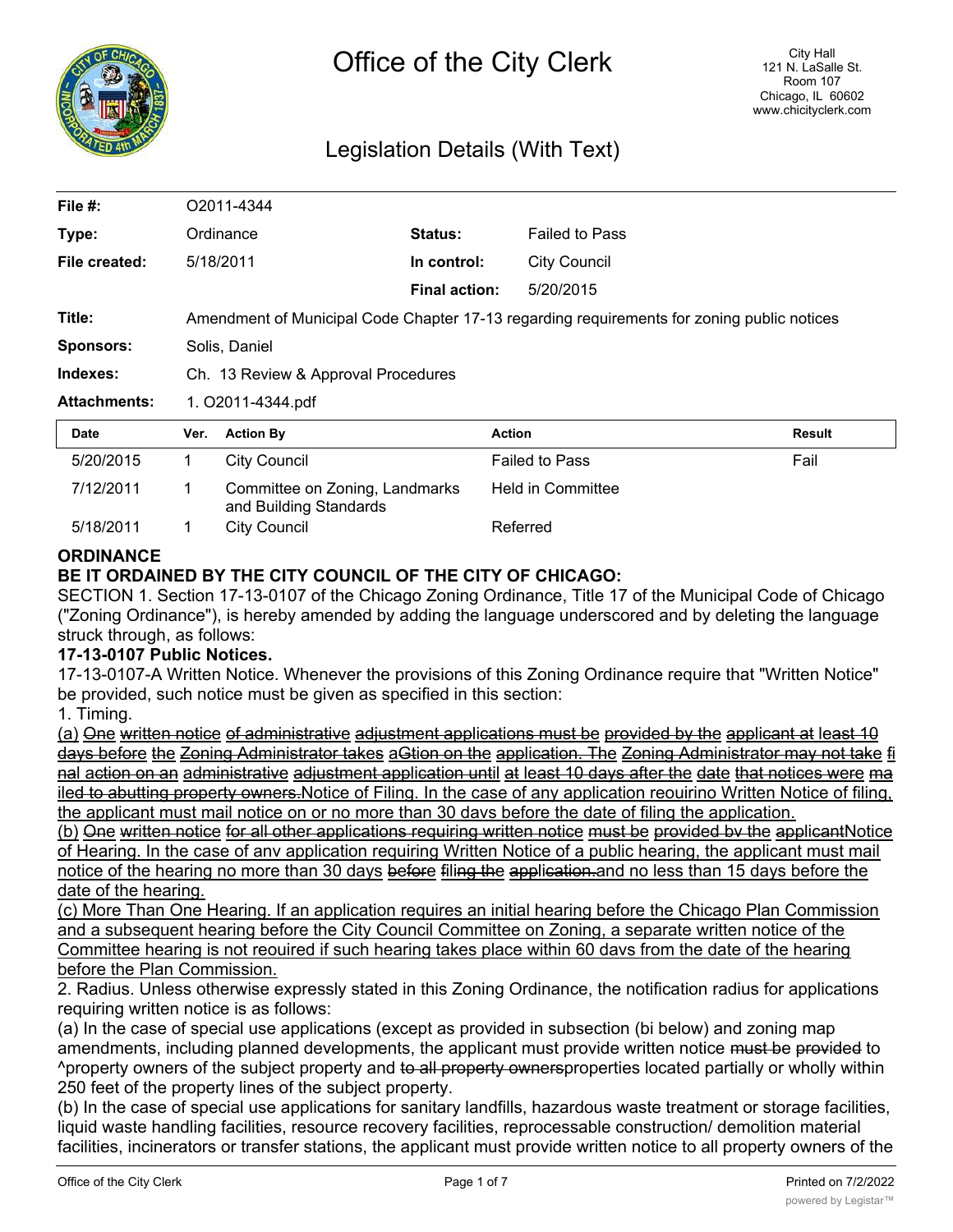# Office of the City Clerk

City Hall
121 N. LaSalle St.
Room 107
Chicago, IL 60602
www.chicityclerk.com

## Legislation Details (With Text)

| | | | |
|---|---|---|---|
| **File #:** | O2011-4344 | | |
| **Type:** | Ordinance | **Status:** | Failed to Pass |
| **File created:** | 5/18/2011 | **In control:** | City Council |
| | | **Final action:** | 5/20/2015 |
| **Title:** | Amendment of Municipal Code Chapter 17-13 regarding requirements for zoning public notices | | |
| **Sponsors:** | Solis, Daniel | | |
| **Indexes:** | Ch. 13 Review & Approval Procedures | | |
| **Attachments:** | 1. O2011-4344.pdf | | |

| Date | Ver. | Action By | Action | Result |
|---|---|---|---|---|
| 5/20/2015 | 1 | City Council | Failed to Pass | Fail |
| 7/12/2011 | 1 | Committee on Zoning, Landmarks and Building Standards | Held in Committee | |
| 5/18/2011 | 1 | City Council | Referred | |

**ORDINANCE**

**BE IT ORDAINED BY THE CITY COUNCIL OF THE CITY OF CHICAGO:**

SECTION 1. Section 17-13-0107 of the Chicago Zoning Ordinance, Title 17 of the Municipal Code of Chicago ("Zoning Ordinance"), is hereby amended by adding the language underscored and by deleting the language struck through, as follows:

**17-13-0107 Public Notices.**

17-13-0107-A Written Notice. Whenever the provisions of this Zoning Ordinance require that "Written Notice" be provided, such notice must be given as specified in this section:

1. Timing.

<u>(a)</u> ~~One~~ <u>written notice</u> ~~of administrative~~ <u>adjustment applications must be</u> ~~provided by the~~ <u>applicant at</u> ~~least 10 days before~~ <u>the</u> ~~Zoning Administrator takes~~ <u>a</u>~~Gtion on the~~ <u>application. The</u> ~~Zoning Administrator may not take~~ <u>fi</u>~~nal action on an~~ <u>administrative</u> ~~adjustment application until~~ ~~at least 10 days after the~~ <u>date</u> ~~that notices were~~ <u>ma</u>~~iled to abutting property owners.~~<u>Notice of Filing. In the case of any application reouirino Written Notice of filing, the applicant must mail notice on or no more than 30 davs before the date of filing the application.</u>

<u>(b)</u> ~~One~~ <u>written notice</u> ~~for all other applications requiring written notice~~ <u>must be</u> ~~provided bv the~~ <u>applicant</u><u>Notice of Hearing. In the case of anv application requiring Written Notice of a public hearing, the applicant must mail notice of the hearing no more than 30 days</u> ~~before~~ <u>fi</u>~~ling the~~ ~~application.~~<u>and no less than 15 days before the date of the hearing.</u>

<u>(c) More Than One Hearing. If an application requires an initial hearing before the Chicago Plan Commission and a subsequent hearing before the City Council Committee on Zoning, a separate written notice of the Committee hearing is not reouired if such hearing takes place within 60 davs from the date of the hearing before the Plan Commission.</u>

2. Radius. Unless otherwise expressly stated in this Zoning Ordinance, the notification radius for applications requiring written notice is as follows:

(a) In the case of special use applications (except as provided in subsection (bi below) and zoning map amendments, including planned developments, the applicant must provide written notice ~~must be provided~~ to ^property owners of the subject property and ~~to all property owners~~properties located partially or wholly within 250 feet of the property lines of the subject property.

(b) In the case of special use applications for sanitary landfills, hazardous waste treatment or storage facilities, liquid waste handling facilities, resource recovery facilities, reprocessable construction/ demolition material facilities, incinerators or transfer stations, the applicant must provide written notice to all property owners of the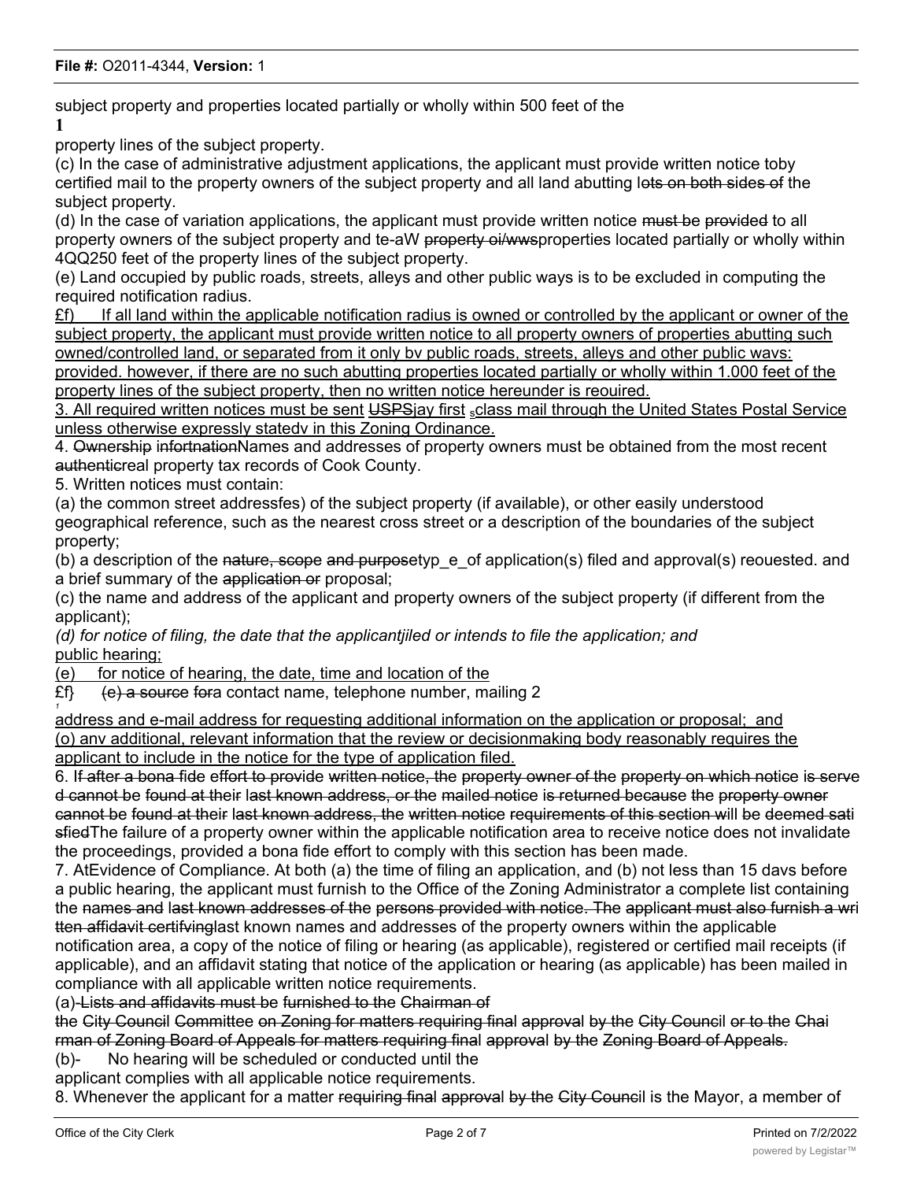subject property and properties located partially or wholly within 500 feet of the

**1**

property lines of the subject property.

(c) In the case of administrative adjustment applications, the applicant must provide written notice toby certified mail to the property owners of the subject property and all land abutting lots on both sides of the subject property.

(d) In the case of variation applications, the applicant must provide written notice must be provided to all property owners of the subject property and te-aW property oi/wwsproperties located partially or wholly within 4QQ250 feet of the property lines of the subject property.

(e) Land occupied by public roads, streets, alleys and other public ways is to be excluded in computing the required notification radius.

£f) If all land within the applicable notification radius is owned or controlled by the applicant or owner of the subject property, the applicant must provide written notice to all property owners of properties abutting such owned/controlled land, or separated from it only bv public roads, streets, alleys and other public wavs: provided. however, if there are no such abutting properties located partially or wholly within 1.000 feet of the property lines of the subject property, then no written notice hereunder is reouired.

3. All required written notices must be sent USPSjay first ₛclass mail through the United States Postal Service unless otherwise expressly statedv in this Zoning Ordinance.

4. Ownership infortnationNames and addresses of property owners must be obtained from the most recent authenticreal property tax records of Cook County.

5. Written notices must contain:

(a) the common street addressfes) of the subject property (if available), or other easily understood geographical reference, such as the nearest cross street or a description of the boundaries of the subject property;

(b) a description of the nature, scope and purposetyp_e_of application(s) filed and approval(s) reouested. and a brief summary of the application or proposal;

(c) the name and address of the applicant and property owners of the subject property (if different from the applicant);

*(d) for notice of filing, the date that the applicantjiled or intends to file the application; and*

public hearing;

(e) for notice of hearing, the date, time and location of the

£f} (e) a source fora contact name, telephone number, mailing 2

address and e-mail address for requesting additional information on the application or proposal; and

(o) anv additional, relevant information that the review or decisionmaking body reasonably requires the applicant to include in the notice for the type of application filed.

6. If after a bona fide effort to provide written notice, the property owner of the property on which notice is serve d cannot be found at their last known address, or the mailed notice is returned because the property owner cannot be found at their last known address, the written notice requirements of this section will be deemed sati sfiedThe failure of a property owner within the applicable notification area to receive notice does not invalidate the proceedings, provided a bona fide effort to comply with this section has been made.

7. AtEvidence of Compliance. At both (a) the time of filing an application, and (b) not less than 15 davs before a public hearing, the applicant must furnish to the Office of the Zoning Administrator a complete list containing the names and last known addresses of the persons provided with notice. The applicant must also furnish a wri tten affidavit certifvinglast known names and addresses of the property owners within the applicable notification area, a copy of the notice of filing or hearing (as applicable), registered or certified mail receipts (if applicable), and an affidavit stating that notice of the application or hearing (as applicable) has been mailed in compliance with all applicable written notice requirements.

(a)-Lists and affidavits must be furnished to the Chairman of the City Council Committee on Zoning for matters requiring final approval by the City Council or to the Chai rman of Zoning Board of Appeals for matters requiring final approval by the Zoning Board of Appeals.

(b)- No hearing will be scheduled or conducted until the applicant complies with all applicable notice requirements.

8. Whenever the applicant for a matter requiring final approval by the City Council is the Mayor, a member of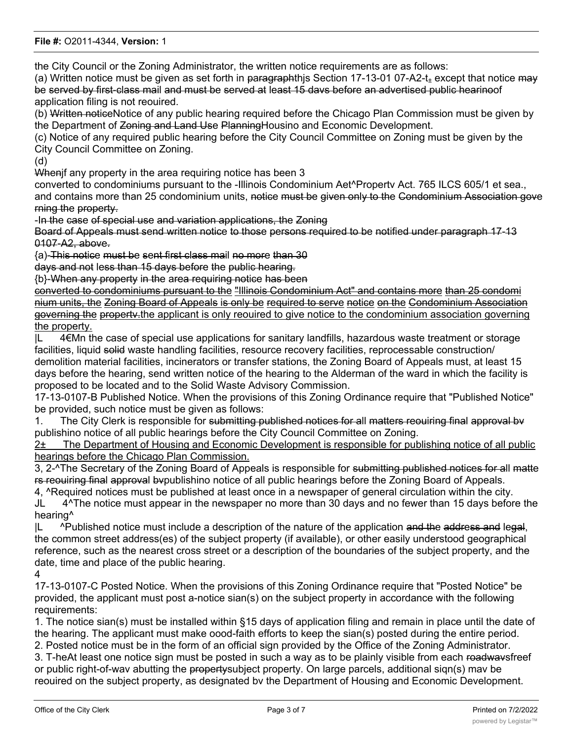the City Council or the Zoning Administrator, the written notice requirements are as follows:

(a) Written notice must be given as set forth in ~~paragraph~~this Section 17-13-01 07-A2-t± except that notice ~~may be served by first-class mail~~ and ~~must be served at~~ least 15 davs before an advertised public hearinoof application filing is not reouired.

(b) ~~Written notice~~Notice of any public hearing required before the Chicago Plan Commission must be given by the Department of ~~Zoning and Land Use Planning~~Housino and Economic Development.

(c) Notice of any required public hearing before the City Council Committee on Zoning must be given by the City Council Committee on Zoning.

(d)

~~When~~if any property in the area requiring notice has been 3

converted to condominiums pursuant to the -Illinois Condominium Aet^Propertv Act. 765 ILCS 605/1 et sea., and contains more than 25 condominium units, ~~notice must be given only to the Condominium Association governing the property.~~

-In the ~~case of special use~~ and ~~variation applications, the~~ Zoning

Board of Appeals ~~must send written notice~~ to those ~~persons required to be notified under paragraph 17-13 0107-A2, above.~~

{a)-~~This notice~~ ~~must be sent first class mail~~ ~~no more~~ ~~than 30~~

~~days and not~~ less than 15 days before the public hearing.

{b}-~~When any property in the area requiring notice has been~~

~~converted to condominiums pursuant to the "Illinois Condominium Act" and contains more than 25 condominium units, the Zoning Board of Appeals is only be required to serve notice on the Condominium Association governing the propertv.~~the applicant is only reouired to give notice to the condominium association governing the property.

|L 4€Mn the case of special use applications for sanitary landfills, hazardous waste treatment or storage facilities, liquid ~~solid~~ waste handling facilities, resource recovery facilities, reprocessable construction/ demolition material facilities, incinerators or transfer stations, the Zoning Board of Appeals must, at least 15 days before the hearing, send written notice of the hearing to the Alderman of the ward in which the facility is proposed to be located and to the Solid Waste Advisory Commission.

17-13-0107-B Published Notice. When the provisions of this Zoning Ordinance require that "Published Notice" be provided, such notice must be given as follows:

1. The City Clerk is responsible for ~~submitting published notices for all matters reouiring final approval bv~~ publishino notice of all public hearings before the City Council Committee on Zoning.

2± The Department of Housing and Economic Development is responsible for publishing notice of all public hearings before the Chicago Plan Commission.

3, 2-^The Secretary of the Zoning Board of Appeals is responsible for ~~submitting published notices for all matters reouiring final approval bv~~publishino notice of all public hearings before the Zoning Board of Appeals.

4, ^Required notices must be published at least once in a newspaper of general circulation within the city.

JL 4^The notice must appear in the newspaper no more than 30 days and no fewer than 15 days before the hearing^

|L ^Published notice must include a description of the nature of the application ~~and the address and legal~~, the common street address(es) of the subject property (if available), or other easily understood geographical reference, such as the nearest cross street or a description of the boundaries of the subject property, and the date, time and place of the public hearing.

4

17-13-0107-C Posted Notice. When the provisions of this Zoning Ordinance require that "Posted Notice" be provided, the applicant must post a-notice sian(s) on the subject property in accordance with the following requirements:

1. The notice sian(s) must be installed within §15 days of application filing and remain in place until the date of the hearing. The applicant must make oood-faith efforts to keep the sian(s) posted during the entire period.
2. Posted notice must be in the form of an official sign provided by the Office of the Zoning Administrator.
3. T-heAt least one notice sign must be posted in such a way as to be plainly visible from each ~~roadways~~freef or public right-of-wav abutting the ~~property~~subject property. On large parcels, additional siqn(s) mav be reouired on the subject property, as designated bv the Department of Housing and Economic Development.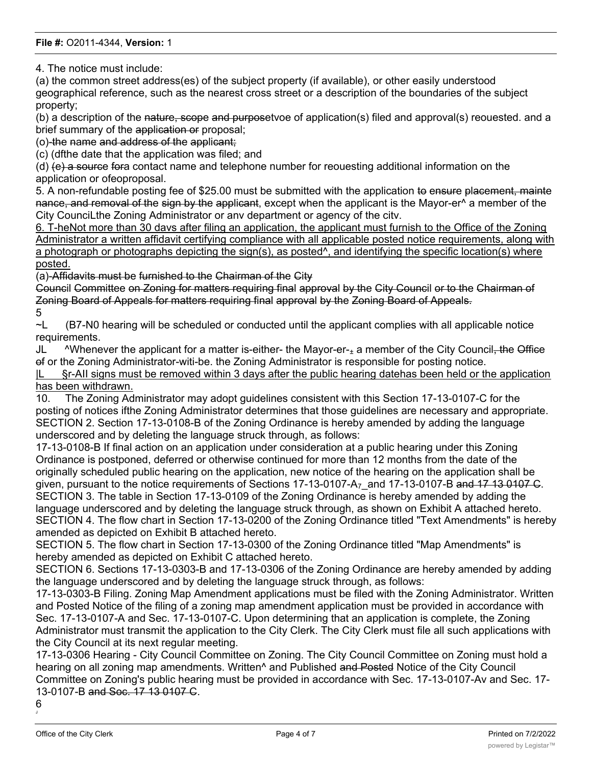4. The notice must include:

(a) the common street address(es) of the subject property (if available), or other easily understood geographical reference, such as the nearest cross street or a description of the boundaries of the subject property;

(b) a description of the nature, scope and purposetvoe of application(s) filed and approval(s) reouested. and a brief summary of the application or proposal;

(o)-the name and address of the applicant;

(c) (dfthe date that the application was filed; and

(d) (e) a source fora contact name and telephone number for reouesting additional information on the application or ofeoproposal.

5. A non-refundable posting fee of $25.00 must be submitted with the application to ensure placement, mainte nance, and removal of the sign by the applicant, except when the applicant is the Mayor-er^ a member of the City CounciLthe Zoning Administrator or anv department or agency of the citv.

6. T-heNot more than 30 davs after filing an application, the applicant must furnish to the Office of the Zoning Administrator a written affidavit certifying compliance with all applicable posted notice requirements, along with a photograph or photographs depicting the sign(s), as posted^, and identifying the specific location(s) where posted.

(a)-Affidavits must be furnished to the Chairman of the City Council Committee on Zoning for matters requiring final approval by the City Council or to the Chairman of Zoning Board of Appeals for matters requiring final approval by the Zoning Board of Appeals.

5

~L (B7-N0 hearing will be scheduled or conducted until the applicant complies with all applicable notice requirements.

JL ^Whenever the applicant for a matter is-either- the Mayor-er-± a member of the City Council, the Office of or the Zoning Administrator-witi-be. the Zoning Administrator is responsible for posting notice.

|L §r-AII signs must be removed within 3 days after the public hearing datehas been held or the application has been withdrawn.

10. The Zoning Administrator may adopt guidelines consistent with this Section 17-13-0107-C for the posting of notices ifthe Zoning Administrator determines that those guidelines are necessary and appropriate.

SECTION 2. Section 17-13-0108-B of the Zoning Ordinance is hereby amended by adding the language underscored and by deleting the language struck through, as follows:

17-13-0108-B If final action on an application under consideration at a public hearing under this Zoning Ordinance is postponed, deferred or otherwise continued for more than 12 months from the date of the originally scheduled public hearing on the application, new notice of the hearing on the application shall be given, pursuant to the notice requirements of Sections 17-13-0107-A7_and 17-13-0107-B and 17 13 0107 C.

SECTION 3. The table in Section 17-13-0109 of the Zoning Ordinance is hereby amended by adding the language underscored and by deleting the language struck through, as shown on Exhibit A attached hereto.

SECTION 4. The flow chart in Section 17-13-0200 of the Zoning Ordinance titled "Text Amendments" is hereby amended as depicted on Exhibit B attached hereto.

SECTION 5. The flow chart in Section 17-13-0300 of the Zoning Ordinance titled "Map Amendments" is hereby amended as depicted on Exhibit C attached hereto.

SECTION 6. Sections 17-13-0303-B and 17-13-0306 of the Zoning Ordinance are hereby amended by adding the language underscored and by deleting the language struck through, as follows:

17-13-0303-B Filing. Zoning Map Amendment applications must be filed with the Zoning Administrator. Written and Posted Notice of the filing of a zoning map amendment application must be provided in accordance with Sec. 17-13-0107-A and Sec. 17-13-0107-C. Upon determining that an application is complete, the Zoning Administrator must transmit the application to the City Clerk. The City Clerk must file all such applications with the City Council at its next regular meeting.

17-13-0306 Hearing - City Council Committee on Zoning. The City Council Committee on Zoning must hold a hearing on all zoning map amendments. Written^ and Published and Posted Notice of the City Council Committee on Zoning's public hearing must be provided in accordance with Sec. 17-13-0107-Av and Sec. 17-13-0107-B and Soc. 17 13 0107 C.

6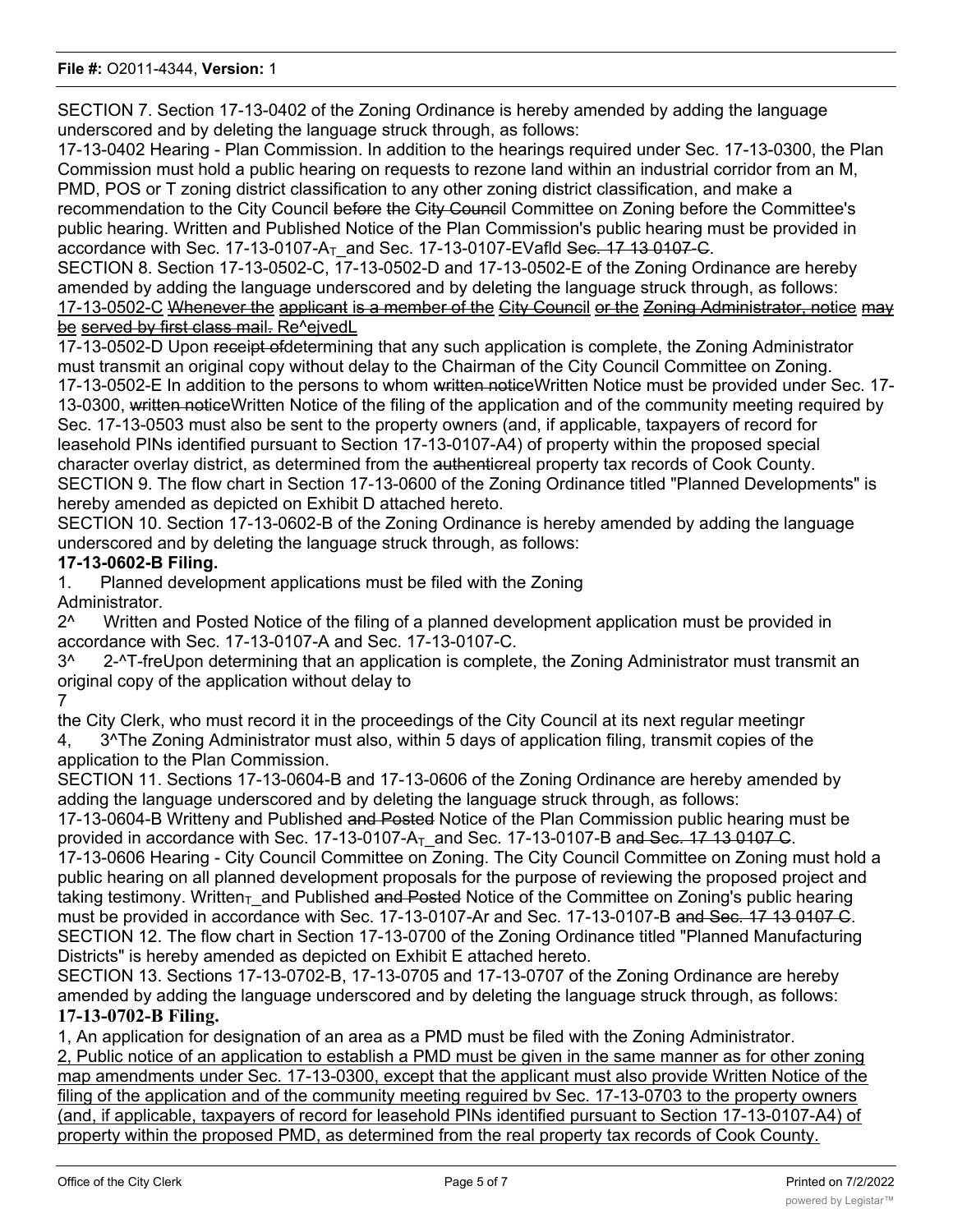SECTION 7. Section 17-13-0402 of the Zoning Ordinance is hereby amended by adding the language underscored and by deleting the language struck through, as follows:

17-13-0402 Hearing - Plan Commission. In addition to the hearings required under Sec. 17-13-0300, the Plan Commission must hold a public hearing on requests to rezone land within an industrial corridor from an M, PMD, POS or T zoning district classification to any other zoning district classification, and make a recommendation to the City Council ~~before~~ the ~~City Counci~~l Committee on Zoning before the Committee's public hearing. Written and Published Notice of the Plan Commission's public hearing must be provided in accordance with Sec. 17-13-0107-$A_T$_and Sec. 17-13-0107-EVafld ~~Sec. 17 13 0107-C~~.

SECTION 8. Section 17-13-0502-C, 17-13-0502-D and 17-13-0502-E of the Zoning Ordinance are hereby amended by adding the language underscored and by deleting the language struck through, as follows:

<u>17-13-0502-C</u> <u>~~Whenever the~~</u> <u>~~applicant~~</u> ~~is a member of the~~ <u>~~City Council~~</u> <u>~~or the~~</u> <u>~~Zoning Administrator, notice~~</u> <u>~~may be~~</u> <u>~~served by first class mail.~~</u> <u>Re^ejvedL</u>

17-13-0502-D Upon ~~receipt of~~determining that any such application is complete, the Zoning Administrator must transmit an original copy without delay to the Chairman of the City Council Committee on Zoning.

17-13-0502-E In addition to the persons to whom ~~written notice~~Written Notice must be provided under Sec. 17-13-0300, ~~written notice~~Written Notice of the filing of the application and of the community meeting required by Sec. 17-13-0503 must also be sent to the property owners (and, if applicable, taxpayers of record for leasehold PINs identified pursuant to Section 17-13-0107-A4) of property within the proposed special character overlay district, as determined from the ~~authentic~~real property tax records of Cook County.

SECTION 9. The flow chart in Section 17-13-0600 of the Zoning Ordinance titled "Planned Developments" is hereby amended as depicted on Exhibit D attached hereto.

SECTION 10. Section 17-13-0602-B of the Zoning Ordinance is hereby amended by adding the language underscored and by deleting the language struck through, as follows:

**17-13-0602-B Filing.**

1. Planned development applications must be filed with the Zoning Administrator.

2^ Written and Posted Notice of the filing of a planned development application must be provided in accordance with Sec. 17-13-0107-A and Sec. 17-13-0107-C.

3^ 2-^T-freUpon determining that an application is complete, the Zoning Administrator must transmit an original copy of the application without delay to

7

the City Clerk, who must record it in the proceedings of the City Council at its next regular meetingr

4, 3^The Zoning Administrator must also, within 5 days of application filing, transmit copies of the application to the Plan Commission.

SECTION 11. Sections 17-13-0604-B and 17-13-0606 of the Zoning Ordinance are hereby amended by adding the language underscored and by deleting the language struck through, as follows:

17-13-0604-B Writteny and Published ~~and Posted~~ Notice of the Plan Commission public hearing must be provided in accordance with Sec. 17-13-0107-$A_T$_and Sec. 17-13-0107-B ~~and Sec. 17 13 0107 C~~.

17-13-0606 Hearing - City Council Committee on Zoning. The City Council Committee on Zoning must hold a public hearing on all planned development proposals for the purpose of reviewing the proposed project and taking testimony. $Written_T$_and Published ~~and Posted~~ Notice of the Committee on Zoning's public hearing must be provided in accordance with Sec. 17-13-0107-Ar and Sec. 17-13-0107-B ~~and Sec. 17 13 0107 C~~.

SECTION 12. The flow chart in Section 17-13-0700 of the Zoning Ordinance titled "Planned Manufacturing Districts" is hereby amended as depicted on Exhibit E attached hereto.

SECTION 13. Sections 17-13-0702-B, 17-13-0705 and 17-13-0707 of the Zoning Ordinance are hereby amended by adding the language underscored and by deleting the language struck through, as follows:

**17-13-0702-B Filing.**

1, An application for designation of an area as a PMD must be filed with the Zoning Administrator.

<u>2, Public notice of an application to establish a PMD must be given in the same manner as for other zoning map amendments under Sec. 17-13-0300, except that the applicant must also provide Written Notice of the filing of the application and of the community meeting reguired bv Sec. 17-13-0703 to the property owners (and, if applicable, taxpayers of record for leasehold PINs identified pursuant to Section 17-13-0107-A4) of property within the proposed PMD, as determined from the real property tax records of Cook County.</u>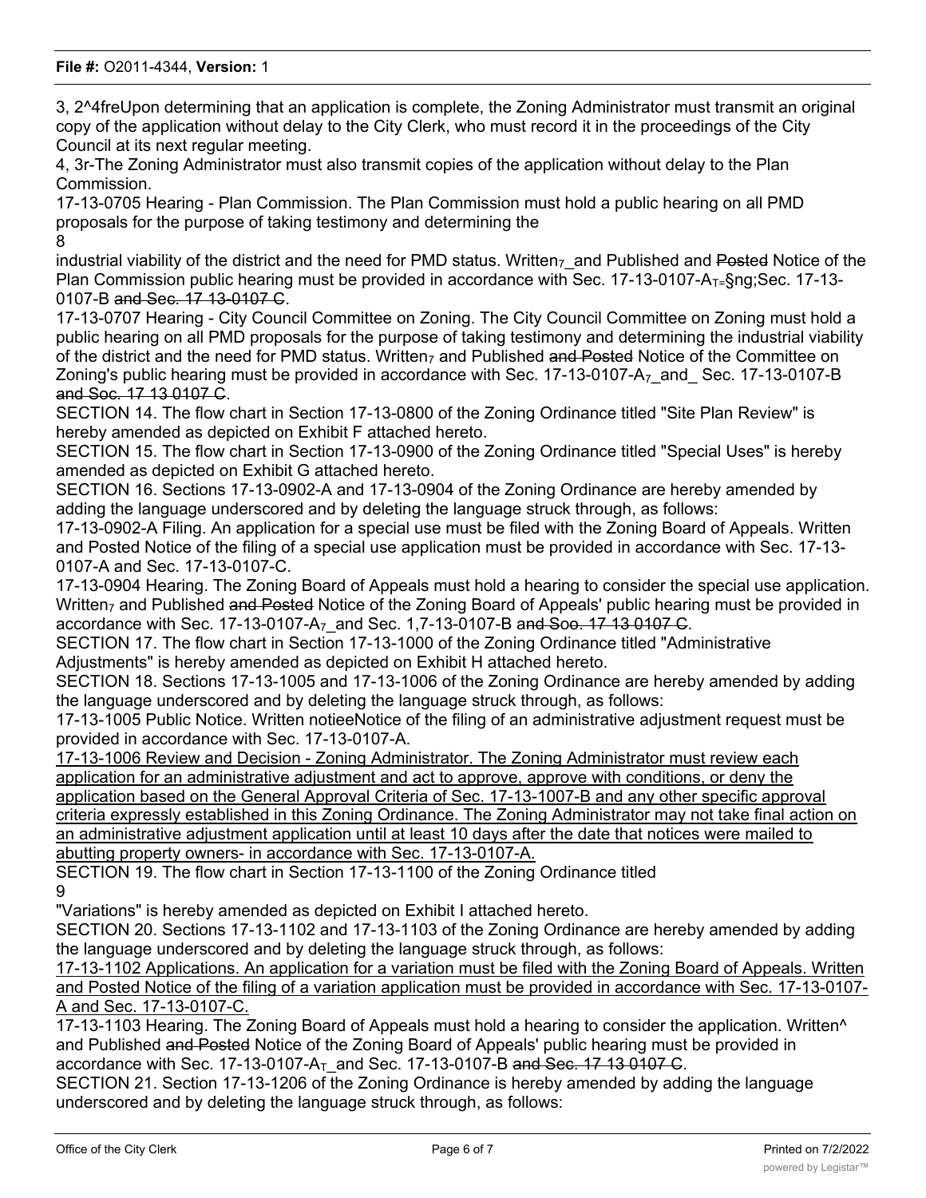3, 2^4freUpon determining that an application is complete, the Zoning Administrator must transmit an original copy of the application without delay to the City Clerk, who must record it in the proceedings of the City Council at its next regular meeting.

4, 3r-The Zoning Administrator must also transmit copies of the application without delay to the Plan Commission.

17-13-0705 Hearing - Plan Commission. The Plan Commission must hold a public hearing on all PMD proposals for the purpose of taking testimony and determining the

industrial viability of the district and the need for PMD status. Written$_7$_and Published and ~~Posted~~ Notice of the Plan Commission public hearing must be provided in accordance with Sec. 17-13-0107-A$_{T=}$§ng;Sec. 17-13-0107-B ~~and Sec. 17 13 0107 C~~.

17-13-0707 Hearing - City Council Committee on Zoning. The City Council Committee on Zoning must hold a public hearing on all PMD proposals for the purpose of taking testimony and determining the industrial viability of the district and the need for PMD status. Written$_7$ and Published ~~and Posted~~ Notice of the Committee on Zoning's public hearing must be provided in accordance with Sec. 17-13-0107-A$_7$_and_ Sec. 17-13-0107-B ~~and Soc. 17 13 0107 C~~.

SECTION 14. The flow chart in Section 17-13-0800 of the Zoning Ordinance titled "Site Plan Review" is hereby amended as depicted on Exhibit F attached hereto.

SECTION 15. The flow chart in Section 17-13-0900 of the Zoning Ordinance titled "Special Uses" is hereby amended as depicted on Exhibit G attached hereto.

SECTION 16. Sections 17-13-0902-A and 17-13-0904 of the Zoning Ordinance are hereby amended by adding the language underscored and by deleting the language struck through, as follows:

17-13-0902-A Filing. An application for a special use must be filed with the Zoning Board of Appeals. Written and Posted Notice of the filing of a special use application must be provided in accordance with Sec. 17-13-0107-A and Sec. 17-13-0107-C.

17-13-0904 Hearing. The Zoning Board of Appeals must hold a hearing to consider the special use application. Written$_7$ and Published ~~and Posted~~ Notice of the Zoning Board of Appeals' public hearing must be provided in accordance with Sec. 17-13-0107-A$_7$_and Sec. 1,7-13-0107-B ~~and Soo. 17 13 0107 C~~.

SECTION 17. The flow chart in Section 17-13-1000 of the Zoning Ordinance titled "Administrative Adjustments" is hereby amended as depicted on Exhibit H attached hereto.

SECTION 18. Sections 17-13-1005 and 17-13-1006 of the Zoning Ordinance are hereby amended by adding the language underscored and by deleting the language struck through, as follows:

17-13-1005 Public Notice. Written notieeNotice of the filing of an administrative adjustment request must be provided in accordance with Sec. 17-13-0107-A.

<u>17-13-1006 Review and Decision - Zoning Administrator. The Zoning Administrator must review each application for an administrative adjustment and act to approve, approve with conditions, or deny the application based on the General Approval Criteria of Sec. 17-13-1007-B and any other specific approval criteria expressly established in this Zoning Ordinance. The Zoning Administrator may not take final action on an administrative adjustment application until at least 10 days after the date that notices were mailed to abutting property owners- in accordance with Sec. 17-13-0107-A.</u>

SECTION 19. The flow chart in Section 17-13-1100 of the Zoning Ordinance titled

"Variations" is hereby amended as depicted on Exhibit I attached hereto.

SECTION 20. Sections 17-13-1102 and 17-13-1103 of the Zoning Ordinance are hereby amended by adding the language underscored and by deleting the language struck through, as follows:

<u>17-13-1102 Applications. An application for a variation must be filed with the Zoning Board of Appeals. Written and Posted Notice of the filing of a variation application must be provided in accordance with Sec. 17-13-0107-A and Sec. 17-13-0107-C.</u>

17-13-1103 Hearing. The Zoning Board of Appeals must hold a hearing to consider the application. Written^ and Published ~~and Posted~~ Notice of the Zoning Board of Appeals' public hearing must be provided in accordance with Sec. 17-13-0107-A$_T$_and Sec. 17-13-0107-B ~~and Sec. 17 13 0107 C~~.

SECTION 21. Section 17-13-1206 of the Zoning Ordinance is hereby amended by adding the language underscored and by deleting the language struck through, as follows: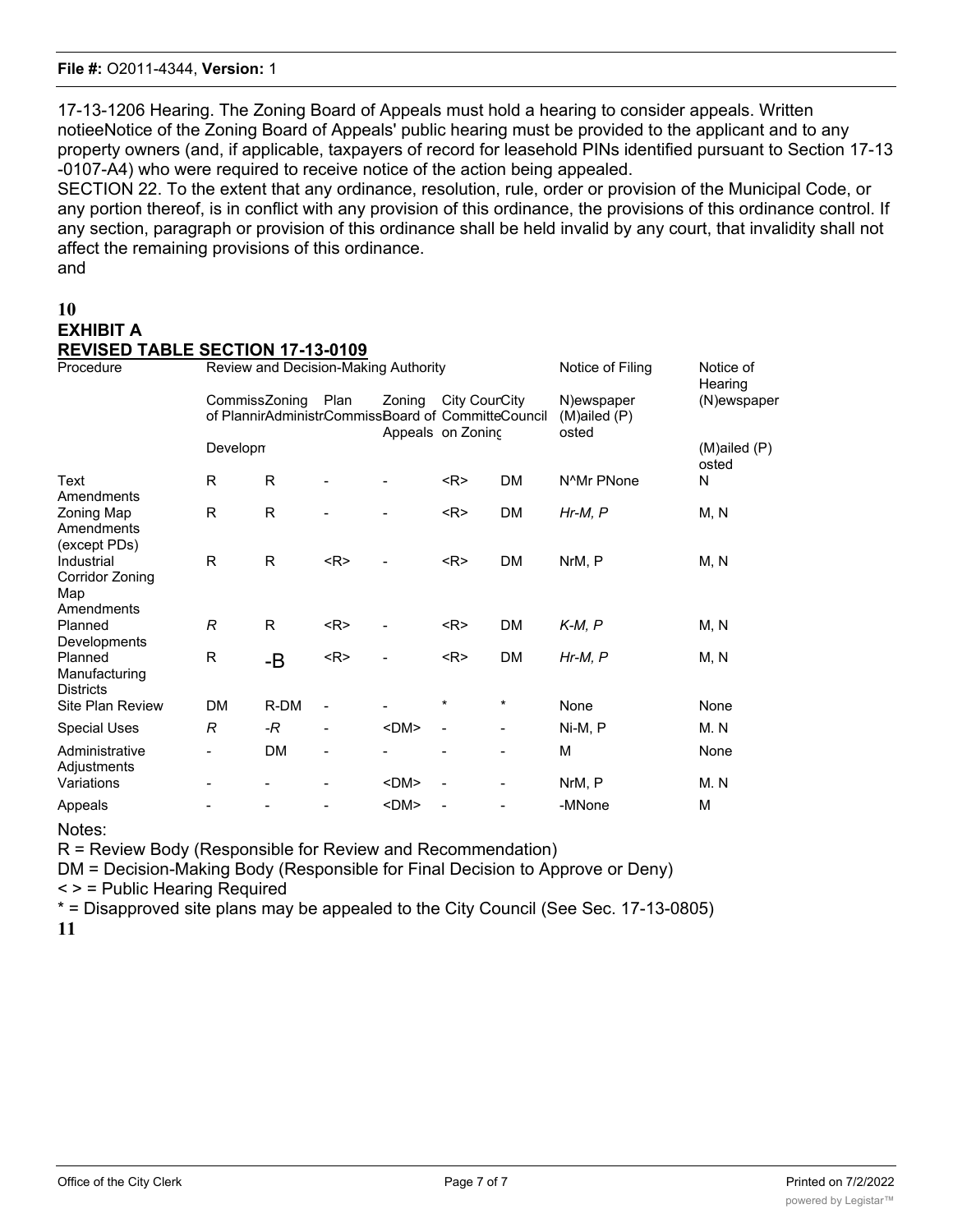17-13-1206 Hearing. The Zoning Board of Appeals must hold a hearing to consider appeals. Written notieeNotice of the Zoning Board of Appeals' public hearing must be provided to the applicant and to any property owners (and, if applicable, taxpayers of record for leasehold PINs identified pursuant to Section 17-13 -0107-A4) who were required to receive notice of the action being appealed.

SECTION 22. To the extent that any ordinance, resolution, rule, order or provision of the Municipal Code, or any portion thereof, is in conflict with any provision of this ordinance, the provisions of this ordinance control. If any section, paragraph or provision of this ordinance shall be held invalid by any court, that invalidity shall not affect the remaining provisions of this ordinance.

and

**10**

**EXHIBIT A**

**REVISED TABLE SECTION 17-13-0109**

| Procedure | Review and Decision-Making Authority | | | | | | Notice of Filing | Notice of Hearing |
|---|---|---|---|---|---|---|---|---|
| | Commiss of Plannir Developn | Zoning Administr | Plan Commiss | Zoning Board of Appeals | City Cour Committe on Zoning | City Council | N)ewspaper (M)ailed (P) osted | (N)ewspaper (M)ailed (P) osted |
| Text Amendments | R | R | - | - | <R> | DM | N^Mr PNone | N |
| Zoning Map Amendments (except PDs) | R | R | - | - | <R> | DM | *Hr-M, P* | M, N |
| Industrial Corridor Zoning Map Amendments | R | R | <R> | - | <R> | DM | NrM, P | M, N |
| Planned Developments | *R* | R | <R> | - | <R> | DM | *K-M, P* | M, N |
| Planned Manufacturing Districts | R | -B | <R> | - | <R> | DM | *Hr-M, P* | M, N |
| Site Plan Review | DM | R-DM | - | - | * | * | None | None |
| Special Uses | *R* | *-R* | - | <DM> | - | - | Ni-M, P | M. N |
| Administrative Adjustments | - | DM | - | - | - | - | M | None |
| Variations | - | - | - | <DM> | - | - | NrM, P | M. N |
| Appeals | - | - | - | <DM> | - | - | -MNone | M |

Notes:

R = Review Body (Responsible for Review and Recommendation)

DM = Decision-Making Body (Responsible for Final Decision to Approve or Deny)

< > = Public Hearing Required

* = Disapproved site plans may be appealed to the City Council (See Sec. 17-13-0805)

**11**